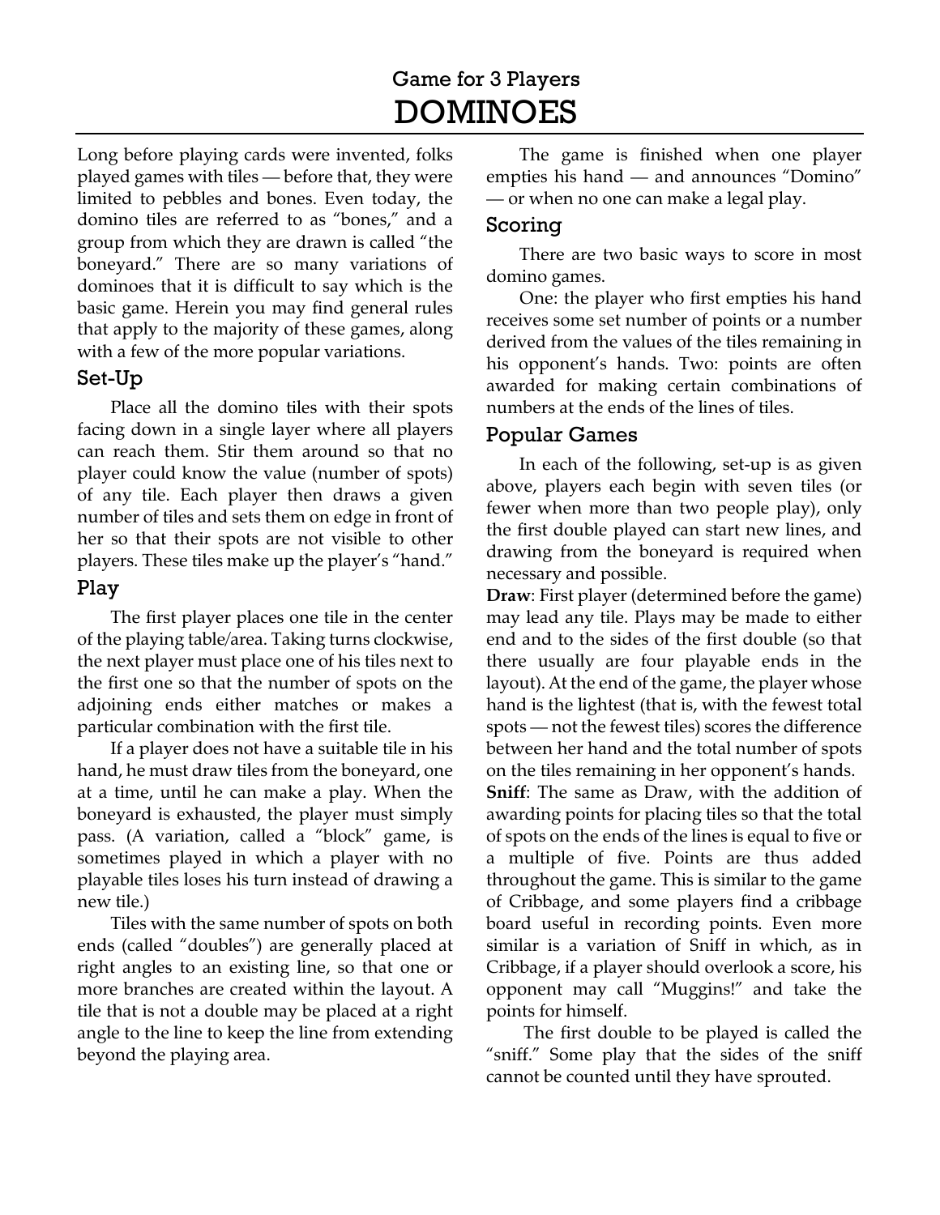Game for 3 Players

# DOMINOES

Long before playing cards were invented, folks played games with tiles — before that, they were limited to pebbles and bones. Even today, the domino tiles are referred to as "bones," and a group from which they are drawn is called "the boneyard." There are so many variations of dominoes that it is difficult to say which is the basic game. Herein you may find general rules that apply to the majority of these games, along with a few of the more popular variations.

## Set-Up

Place all the domino tiles with their spots facing down in a single layer where all players can reach them. Stir them around so that no player could know the value (number of spots) of any tile. Each player then draws a given number of tiles and sets them on edge in front of her so that their spots are not visible to other players. These tiles make up the player's "hand."

## Play

The first player places one tile in the center of the playing table/area. Taking turns clockwise, the next player must place one of his tiles next to the first one so that the number of spots on the adjoining ends either matches or makes a particular combination with the first tile.

If a player does not have a suitable tile in his hand, he must draw tiles from the boneyard, one at a time, until he can make a play. When the boneyard is exhausted, the player must simply pass. (A variation, called a "block" game, is sometimes played in which a player with no playable tiles loses his turn instead of drawing a new tile.)

Tiles with the same number of spots on both ends (called "doubles") are generally placed at right angles to an existing line, so that one or more branches are created within the layout. A tile that is not a double may be placed at a right angle to the line to keep the line from extending beyond the playing area.

The game is finished when one player empties his hand — and announces "Domino" — or when no one can make a legal play.

## Scoring

There are two basic ways to score in most domino games.

One: the player who first empties his hand receives some set number of points or a number derived from the values of the tiles remaining in his opponent's hands. Two: points are often awarded for making certain combinations of numbers at the ends of the lines of tiles.

## Popular Games

In each of the following, set-up is as given above, players each begin with seven tiles (or fewer when more than two people play), only the first double played can start new lines, and drawing from the boneyard is required when necessary and possible.

**Draw**: First player (determined before the game) may lead any tile. Plays may be made to either end and to the sides of the first double (so that there usually are four playable ends in the layout). At the end of the game, the player whose hand is the lightest (that is, with the fewest total spots — not the fewest tiles) scores the difference between her hand and the total number of spots on the tiles remaining in her opponent's hands.

**Sniff**: The same as Draw, with the addition of awarding points for placing tiles so that the total of spots on the ends of the lines is equal to five or a multiple of five. Points are thus added throughout the game. This is similar to the game of Cribbage, and some players find a cribbage board useful in recording points. Even more similar is a variation of Sniff in which, as in Cribbage, if a player should overlook a score, his opponent may call "Muggins!" and take the points for himself.

The first double to be played is called the "sniff." Some play that the sides of the sniff cannot be counted until they have sprouted.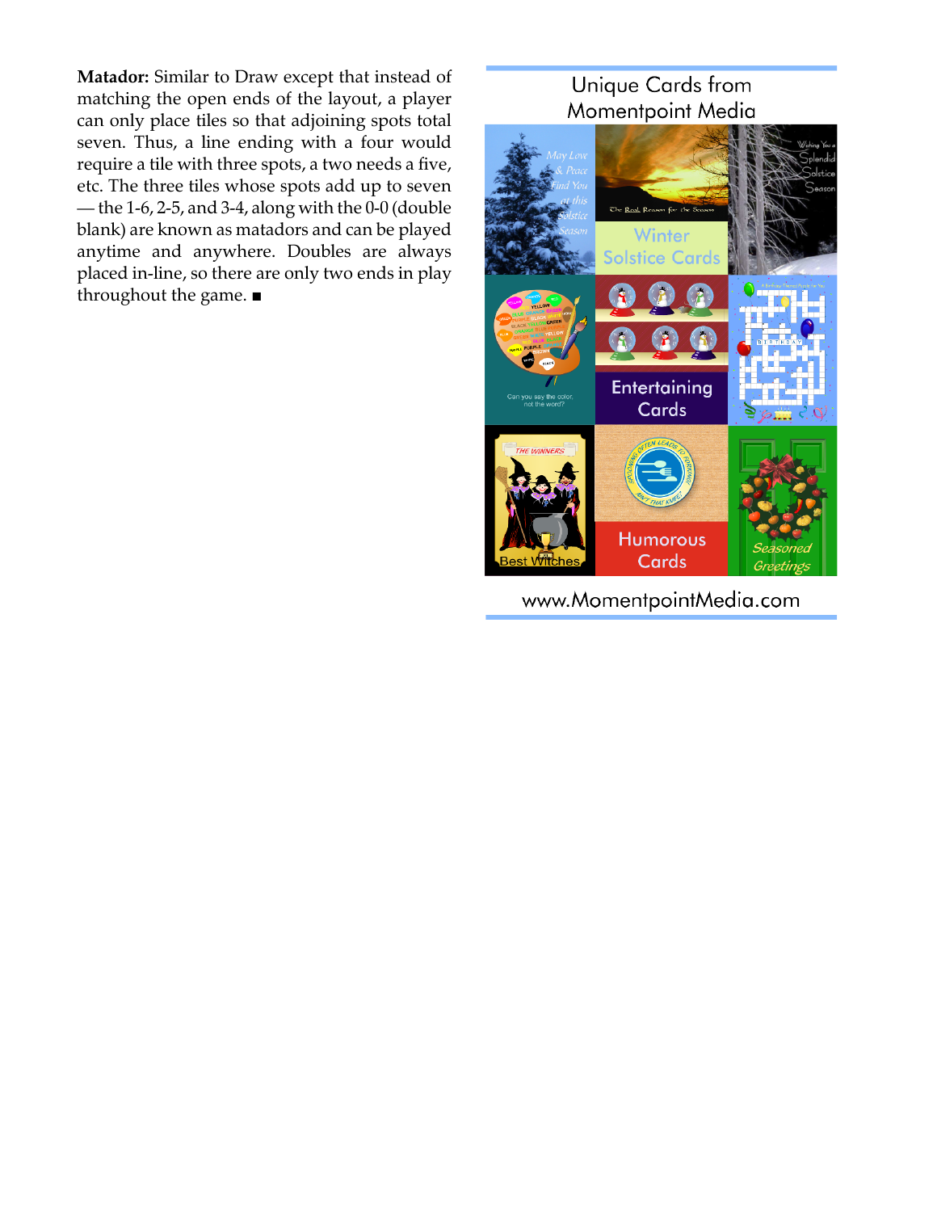**Matador:** Similar to Draw except that instead of matching the open ends of the layout, a player can only place tiles so that adjoining spots total seven. Thus, a line ending with a four would require a tile with three spots, a two needs a five, etc. The three tiles whose spots add up to seven — the 1-6, 2-5, and 3-4, along with the 0-0 (double blank) are known as matadors and can be played anytime and anywhere. Doubles are always placed in-line, so there are only two ends in play throughout the game. ■

Unique Cards from Momentpoint Media

Winter Solstice Cards

Entertaining Cards

Humorous Cards

Seasoned Greetings

www.MomentpointMedia.com